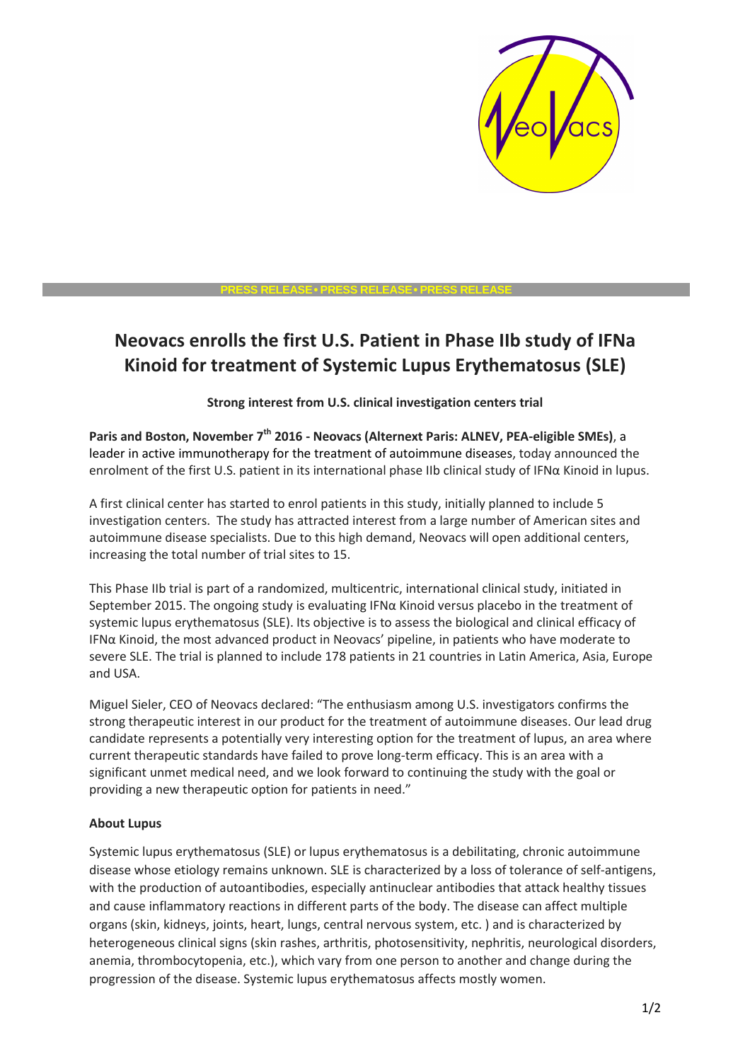PRESS RELEASE • PRESS RELEASE • PRESS RELEASE

# Neovacs enrolls the first U.S. Patient in Phase IIb study of IFNa Kinoid for treatment of Systemic Lupus Erythematosus (SLE)

**Strong interest from U.S. clinical investigation centers trial**

**Paris and Boston, November 7th 2016 - Neovacs (Alternext Paris: ALNEV, PEA-eligible SMEs)**, a leader in active immunotherapy for the treatment of autoimmune diseases, today announced the enrolment of the first U.S. patient in its international phase IIb clinical study of IFNα Kinoid in lupus.

A first clinical center has started to enrol patients in this study, initially planned to include 5 investigation centers. The study has attracted interest from a large number of American sites and autoimmune disease specialists. Due to this high demand, Neovacs will open additional centers, increasing the total number of trial sites to 15.

This Phase IIb trial is part of a randomized, multicentric, international clinical study, initiated in September 2015. The ongoing study is evaluating IFNα Kinoid versus placebo in the treatment of systemic lupus erythematosus (SLE). Its objective is to assess the biological and clinical efficacy of IFNα Kinoid, the most advanced product in Neovacs' pipeline, in patients who have moderate to severe SLE. The trial is planned to include 178 patients in 21 countries in Latin America, Asia, Europe and USA.

Miguel Sieler, CEO of Neovacs declared: "The enthusiasm among U.S. investigators confirms the strong therapeutic interest in our product for the treatment of autoimmune diseases. Our lead drug candidate represents a potentially very interesting option for the treatment of lupus, an area where current therapeutic standards have failed to prove long-term efficacy. This is an area with a significant unmet medical need, and we look forward to continuing the study with the goal or providing a new therapeutic option for patients in need."

**About Lupus**

Systemic lupus erythematosus (SLE) or lupus erythematosus is a debilitating, chronic autoimmune disease whose etiology remains unknown. SLE is characterized by a loss of tolerance of self-antigens, with the production of autoantibodies, especially antinuclear antibodies that attack healthy tissues and cause inflammatory reactions in different parts of the body. The disease can affect multiple organs (skin, kidneys, joints, heart, lungs, central nervous system, etc. ) and is characterized by heterogeneous clinical signs (skin rashes, arthritis, photosensitivity, nephritis, neurological disorders, anemia, thrombocytopenia, etc.), which vary from one person to another and change during the progression of the disease. Systemic lupus erythematosus affects mostly women.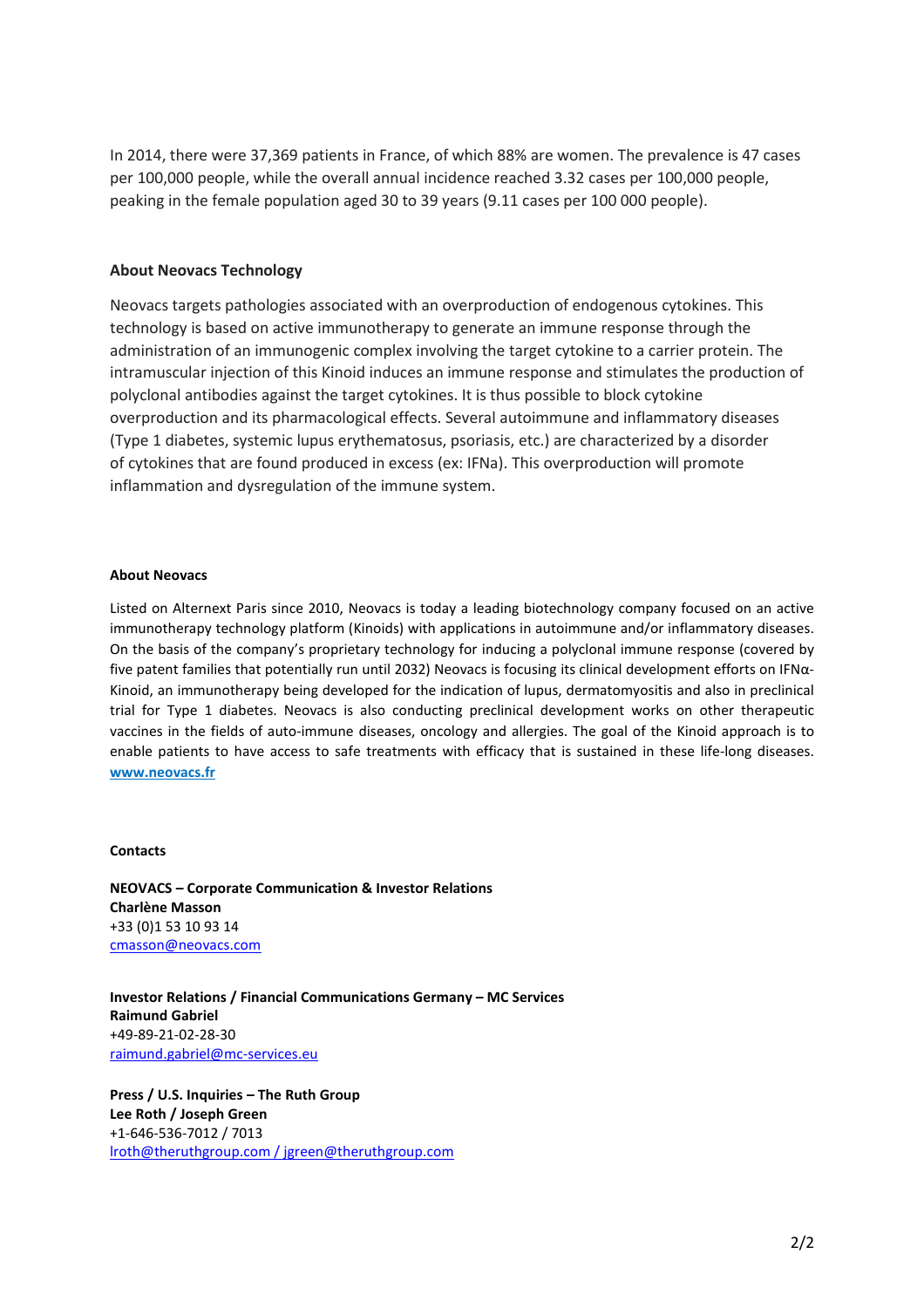In 2014, there were 37,369 patients in France, of which 88% are women. The prevalence is 47 cases per 100,000 people, while the overall annual incidence reached 3.32 cases per 100,000 people, peaking in the female population aged 30 to 39 years (9.11 cases per 100 000 people).

### About Neovacs Technology

Neovacs targets pathologies associated with an overproduction of endogenous cytokines. This technology is based on active immunotherapy to generate an immune response through the administration of an immunogenic complex involving the target cytokine to a carrier protein. The intramuscular injection of this Kinoid induces an immune response and stimulates the production of polyclonal antibodies against the target cytokines. It is thus possible to block cytokine overproduction and its pharmacological effects. Several autoimmune and inflammatory diseases (Type 1 diabetes, systemic lupus erythematosus, psoriasis, etc.) are characterized by a disorder of cytokines that are found produced in excess (ex: IFNa). This overproduction will promote inflammation and dysregulation of the immune system.

### About Neovacs

Listed on Alternext Paris since 2010, Neovacs is today a leading biotechnology company focused on an active immunotherapy technology platform (Kinoids) with applications in autoimmune and/or inflammatory diseases. On the basis of the company's proprietary technology for inducing a polyclonal immune response (covered by five patent families that potentially run until 2032) Neovacs is focusing its clinical development efforts on IFNα-Kinoid, an immunotherapy being developed for the indication of lupus, dermatomyositis and also in preclinical trial for Type 1 diabetes. Neovacs is also conducting preclinical development works on other therapeutic vaccines in the fields of auto-immune diseases, oncology and allergies. The goal of the Kinoid approach is to enable patients to have access to safe treatments with efficacy that is sustained in these life-long diseases. **www.neovacs.fr**

### Contacts

**NEOVACS – Corporate Communication & Investor Relations**
**Charlène Masson**
+33 (0)1 53 10 93 14
cmasson@neovacs.com

**Investor Relations / Financial Communications Germany – MC Services**
**Raimund Gabriel**
+49-89-21-02-28-30
raimund.gabriel@mc-services.eu

**Press / U.S. Inquiries – The Ruth Group**
**Lee Roth / Joseph Green**
+1-646-536-7012 / 7013
lroth@theruthgroup.com / jgreen@theruthgroup.com